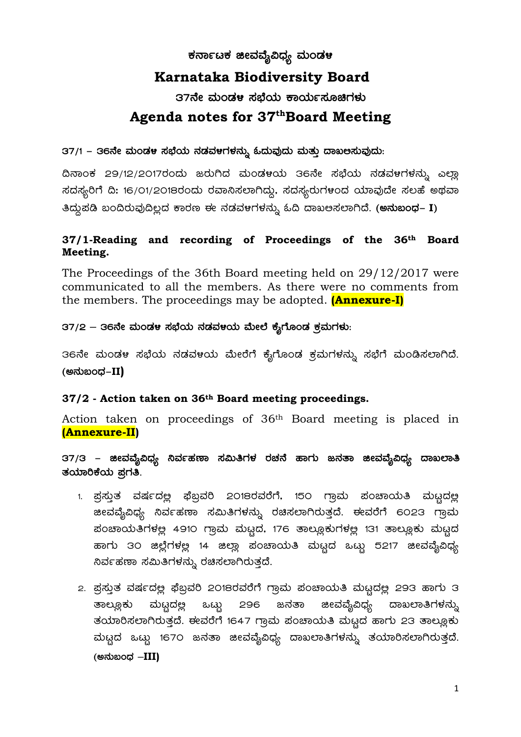# ಕರ್ನಾಟಕ ಜೀವವೈವಿಧ್ಯ ಮಂಡಳಿ

# Karnataka Biodiversity Board

## 37ನೇ ಮಂಡಳಿ ಸಭೆಯ ಕಾರ್ಯಸೂಚಿಗಳು

## Agenda notes for 37th Board Meeting

### 37/1 – 36ನೇ ಮಂಡಳಿ ಸಭೆಯ ನಡವಳಿಗಳನ್ನು ಓದುವುದು ಮತ್ತು ದಾಖಲಿಸುವುದು:

ದಿನಾಂಕ 29/12/2017ರಂದು ಜರುಗಿದ ಮಂಡಳಿಯ 36ನೇ ಸಭೆಯ ನಡವಳಿಗಳನ್ನು ಎಲ್ಲಾ ಸದಸ್ಯರಿಗೆ ದಿ: 16/01/2018ರಂದು ರವಾನಿಸಲಾಗಿದ್ದು, ಸದಸ್ಯರುಗಳಿಂದ ಯಾವುದೇ ಸಲಹೆ ಅಥವಾ ತಿದ್ದುಪಡಿ ಬಂದಿರುವುದಿಲ್ಲದ ಕಾರಣ ಈ ನಡವಳಿಗಳನ್ನು ಓದಿ ದಾಖಲಿಸಲಾಗಿದೆ. **(ಅನುಬಂಧ- I)**

### 37/1-Reading and recording of Proceedings of the 36th Board Meeting.

The Proceedings of the 36th Board meeting held on 29/12/2017 were communicated to all the members. As there were no comments from the members. The proceedings may be adopted. **(Annexure-I)**

### 37/2 – 36ನೇ ಮಂಡಳಿ ಸಭೆಯ ನಡವಳಿಯ ಮೇಲೆ ಕೈಗೊಂಡ ಕ್ರಮಗಳು:

36ನೇ ಮಂಡಳಿ ಸಭೆಯ ನಡವಳಿಯ ಮೇರೆಗೆ ಕೈಗೊಂಡ ಕ್ರಮಗಳನ್ನು ಸಭೆಗೆ ಮಂಡಿಸಲಾಗಿದೆ. **(ಅನುಬಂಧ-II)**

### 37/2 - Action taken on 36th Board meeting proceedings.

Action taken on proceedings of 36th Board meeting is placed in **(Annexure-II)**

### 37/3 – ಜೀವವೈವಿಧ್ಯ ನಿರ್ವಹಣಾ ಸಮಿತಿಗಳ ರಚನೆ ಹಾಗು ಜನತಾ ಜೀವವೈವಿಧ್ಯ ದಾಖಲಾತಿ ತಯಾರಿಕೆಯ ಪ್ರಗತಿ.

1. ಪ್ರಸ್ತುತ ವರ್ಷದಲ್ಲಿ ಫೆಬ್ರವರಿ 2018ರವರೆಗೆ, 150 ಗ್ರಾಮ ಪಂಚಾಯತಿ ಮಟ್ಟದಲ್ಲಿ ಜೀವವೈವಿಧ್ಯ ನಿರ್ವಹಣಾ ಸಮಿತಿಗಳನ್ನು ರಚಿಸಲಾಗಿರುತ್ತದೆ. ಈವರೆಗೆ 6023 ಗ್ರಾಮ ಪಂಚಾಯತಿಗಳಲ್ಲಿ 4910 ಗ್ರಾಮ ಮಟ್ಟದ, 176 ತಾಲ್ಲೂಕುಗಳಲ್ಲಿ 131 ತಾಲ್ಲೂಕು ಮಟ್ಟದ ಹಾಗು 30 ಜಿಲ್ಲೆಗಳಲ್ಲಿ 14 ಜಿಲ್ಲಾ ಪಂಚಾಯತಿ ಮಟ್ಟದ ಒಟ್ಟು 5217 ಜೀವವೈವಿಧ್ಯ ನಿರ್ವಹಣಾ ಸಮಿತಿಗಳನ್ನು ರಚಿಸಲಾಗಿರುತ್ತದೆ.

2. ಪ್ರಸ್ತುತ ವರ್ಷದಲ್ಲಿ ಫೆಬ್ರವರಿ 2018ರವರೆಗೆ ಗ್ರಾಮ ಪಂಚಾಯತಿ ಮಟ್ಟದಲ್ಲಿ 293 ಹಾಗು 3 ತಾಲ್ಲೂಕು ಮಟ್ಟದಲ್ಲಿ ಒಟ್ಟು 296 ಜನತಾ ಜೀವವೈವಿಧ್ಯ ದಾಖಲಾತಿಗಳನ್ನು ತಯಾರಿಸಲಾಗಿರುತ್ತದೆ. ಈವರೆಗೆ 1647 ಗ್ರಾಮ ಪಂಚಾಯತಿ ಮಟ್ಟದ ಹಾಗು 23 ತಾಲ್ಲೂಕು ಮಟ್ಟದ ಒಟ್ಟು 1670 ಜನತಾ ಜೀವವೈವಿಧ್ಯ ದಾಖಲಾತಿಗಳನ್ನು ತಯಾರಿಸಲಾಗಿರುತ್ತದೆ. **(ಅನುಬಂಧ –III)**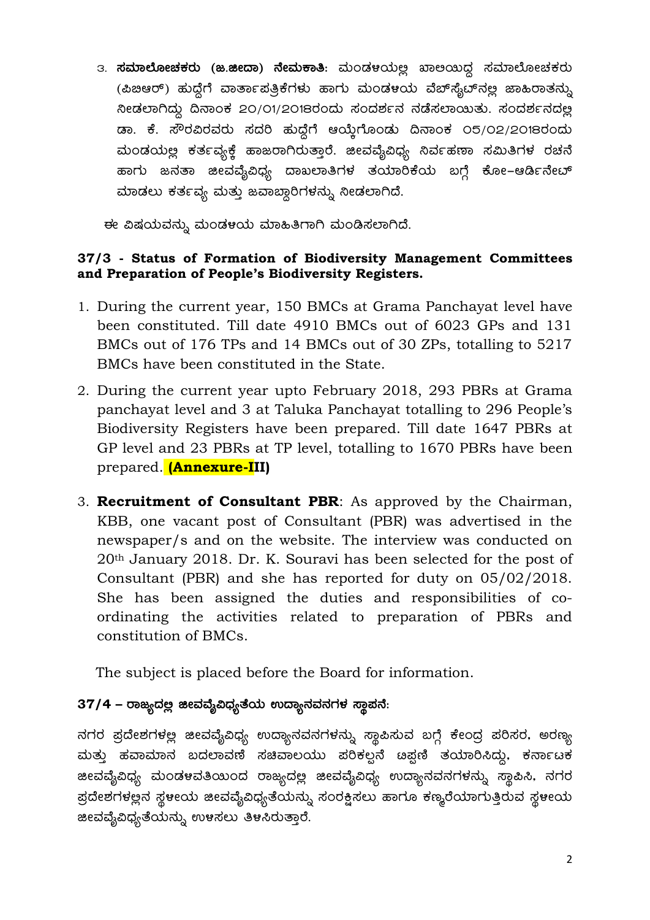3. **ಸಮಾಲೋಚಕರು (ಜ.ಜೀದಾ) ನೇಮಕಾತಿ**: ಮಂಡಳಿಯಲ್ಲಿ ಖಾಲಿಯಿದ್ದ ಸಮಾಲೋಚಕರು (ಪಿಬಿಆರ್) ಹುದ್ದೆಗೆ ವಾರ್ತಾಪತ್ರಿಕೆಗಳು ಹಾಗು ಮಂಡಳಿಯ ವೆಬ್‌ಸೈಟ್‌ನಲ್ಲಿ ಜಾಹಿರಾತನ್ನು ನೀಡಲಾಗಿದ್ದು ದಿನಾಂಕ 20/01/2018ರಂದು ಸಂದರ್ಶನ ನಡೆಸಲಾಯಿತು. ಸಂದರ್ಶನದಲ್ಲಿ ಡಾ. ಕೆ. ಸೌರವಿರವರು ಸದರಿ ಹುದ್ದೆಗೆ ಆಯ್ಕೆಗೊಂಡು ದಿನಾಂಕ 05/02/2018ರಂದು ಮಂಡಳಿಯಲ್ಲಿ ಕರ್ತವ್ಯಕ್ಕೆ ಹಾಜರಾಗಿರುತ್ತಾರೆ. ಜೀವವೈವಿಧ್ಯ ನಿರ್ವಹಣಾ ಸಮಿತಿಗಳ ರಚನೆ ಹಾಗು ಜನತಾ ಜೀವವೈವಿಧ್ಯ ದಾಖಲಾತಿಗಳ ತಯಾರಿಕೆಯ ಬಗ್ಗೆ ಕೋ–ಆರ್ಡಿನೇಟ್ ಮಾಡಲು ಕರ್ತವ್ಯ ಮತ್ತು ಜವಾಬ್ದಾರಿಗಳನ್ನು ನೀಡಲಾಗಿದೆ.

ಈ ವಿಷಯವನ್ನು ಮಂಡಳಿಯ ಮಾಹಿತಿಗಾಗಿ ಮಂಡಿಸಲಾಗಿದೆ.

### 37/3 - Status of Formation of Biodiversity Management Committees and Preparation of People's Biodiversity Registers.

1. During the current year, 150 BMCs at Grama Panchayat level have been constituted. Till date 4910 BMCs out of 6023 GPs and 131 BMCs out of 176 TPs and 14 BMCs out of 30 ZPs, totalling to 5217 BMCs have been constituted in the State.
2. During the current year upto February 2018, 293 PBRs at Grama panchayat level and 3 at Taluka Panchayat totalling to 296 People's Biodiversity Registers have been prepared. Till date 1647 PBRs at GP level and 23 PBRs at TP level, totalling to 1670 PBRs have been prepared. **(Annexure-III)**
3. **Recruitment of Consultant PBR**: As approved by the Chairman, KBB, one vacant post of Consultant (PBR) was advertised in the newspaper/s and on the website. The interview was conducted on 20th January 2018. Dr. K. Souravi has been selected for the post of Consultant (PBR) and she has reported for duty on 05/02/2018. She has been assigned the duties and responsibilities of co-ordinating the activities related to preparation of PBRs and constitution of BMCs.

The subject is placed before the Board for information.

### 37/4 – ರಾಜ್ಯದಲ್ಲಿ ಜೀವವೈವಿಧ್ಯತೆಯ ಉದ್ಯಾನವನಗಳ ಸ್ಥಾಪನೆ:

ನಗರ ಪ್ರದೇಶಗಳಲ್ಲಿ ಜೀವವೈವಿಧ್ಯ ಉದ್ಯಾನವನಗಳನ್ನು ಸ್ಥಾಪಿಸುವ ಬಗ್ಗೆ ಕೇಂದ್ರ ಪರಿಸರ, ಅರಣ್ಯ ಮತ್ತು ಹವಾಮಾನ ಬದಲಾವಣೆ ಸಚಿವಾಲಯು ಪರಿಕಲ್ಪನೆ ಟಿಪ್ಪಣಿ ತಯಾರಿಸಿದ್ದು, ಕರ್ನಾಟಕ ಜೀವವೈವಿಧ್ಯ ಮಂಡಳಿವತಿಯಿಂದ ರಾಜ್ಯದಲ್ಲಿ ಜೀವವೈವಿಧ್ಯ ಉದ್ಯಾನವನಗಳನ್ನು ಸ್ಥಾಪಿಸಿ, ನಗರ ಪ್ರದೇಶಗಳಲ್ಲಿನ ಸ್ಥಳೀಯ ಜೀವವೈವಿಧ್ಯತೆಯನ್ನು ಸಂರಕ್ಷಿಸಲು ಹಾಗೂ ಕಣ್ಮರೆಯಾಗುತ್ತಿರುವ ಸ್ಥಳೀಯ ಜೀವವೈವಿಧ್ಯತೆಯನ್ನು ಉಳಿಸಲು ತಿಳಿಸಿರುತ್ತಾರೆ.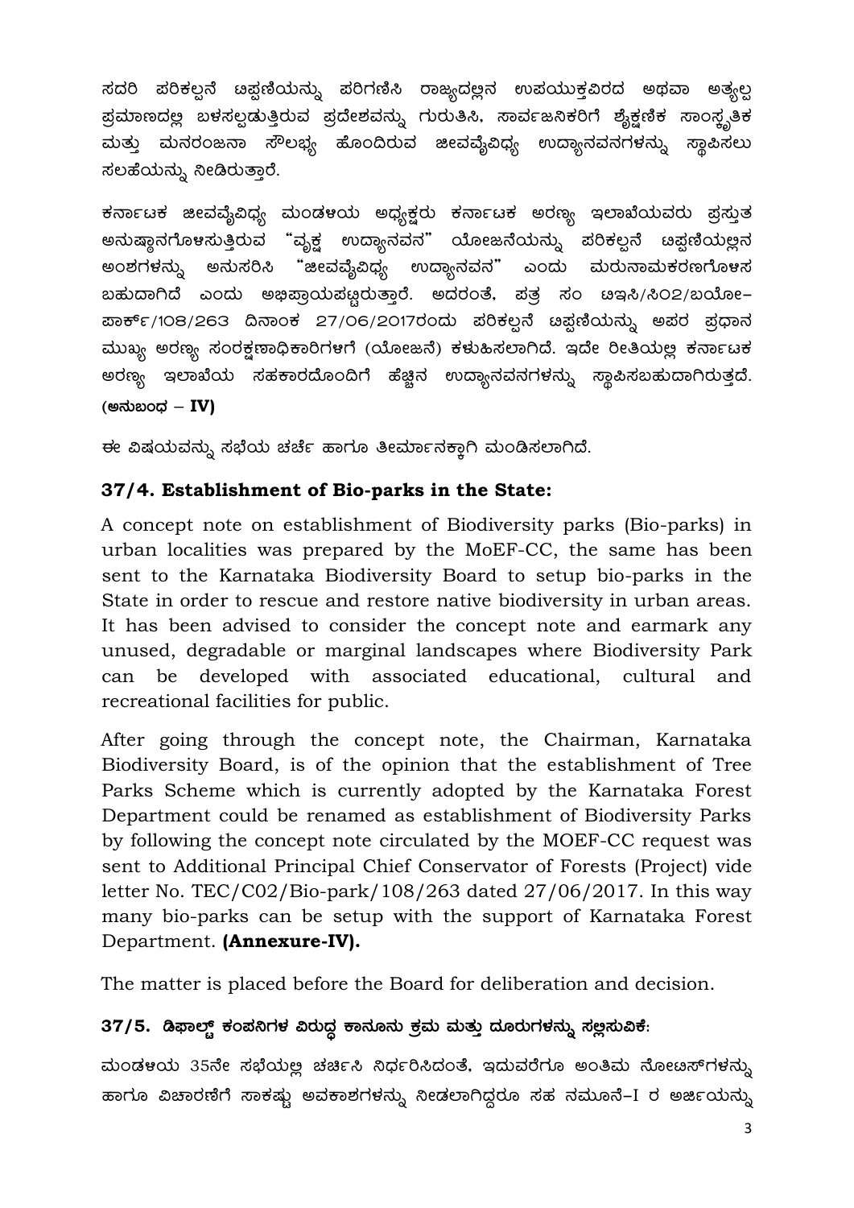ಸದರಿ ಪರಿಕಲ್ಪನೆ ಟಿಪ್ಪಣಿಯನ್ನು ಪರಿಗಣಿಸಿ ರಾಜ್ಯದಲ್ಲಿನ ಉಪಯುಕ್ತವಿರದ ಅಥವಾ ಅತ್ಯಲ್ಪ ಪ್ರಮಾಣದಲ್ಲಿ ಬಳಸಲ್ಪಡುತ್ತಿರುವ ಪ್ರದೇಶವನ್ನು ಗುರುತಿಸಿ, ಸಾರ್ವಜನಿಕರಿಗೆ ಶೈಕ್ಷಣಿಕ ಸಾಂಸ್ಕೃತಿಕ ಮತ್ತು ಮನರಂಜನಾ ಸೌಲಭ್ಯ ಹೊಂದಿರುವ ಜೀವವೈವಿಧ್ಯ ಉದ್ಯಾನವನಗಳನ್ನು ಸ್ಥಾಪಿಸಲು ಸಲಹೆಯನ್ನು ನೀಡಿರುತ್ತಾರೆ.

ಕರ್ನಾಟಕ ಜೀವವೈವಿಧ್ಯ ಮಂಡಳಿಯ ಅಧ್ಯಕ್ಷರು ಕರ್ನಾಟಕ ಅರಣ್ಯ ಇಲಾಖೆಯವರು ಪ್ರಸ್ತುತ ಅನುಷ್ಠಾನಗೊಳಸುತ್ತಿರುವ "ವೃಕ್ಷ ಉದ್ಯಾನವನ" ಯೋಜನೆಯನ್ನು ಪರಿಕಲ್ಪನೆ ಟಿಪ್ಪಣಿಯಲ್ಲಿನ ಅಂಶಗಳನ್ನು ಅನುಸರಿಸಿ "ಜೀವವೈವಿಧ್ಯ ಉದ್ಯಾನವನ" ಎಂದು ಮರುನಾಮಕರಣಗೊಳಸ ಬಹುದಾಗಿದೆ ಎಂದು ಅಭಿಪ್ರಾಯಪಟ್ಟಿರುತ್ತಾರೆ. ಅದರಂತೆ, ಪತ್ರ ಸಂ ಟಿಇಸಿ/ಸಿ02/ಬಯೋ–ಪಾರ್ಕ್/108/263 ದಿನಾಂಕ 27/06/2017ರಂದು ಪರಿಕಲ್ಪನೆ ಟಿಪ್ಪಣಿಯನ್ನು ಅಪರ ಪ್ರಧಾನ ಮುಖ್ಯ ಅರಣ್ಯ ಸಂರಕ್ಷಣಾಧಿಕಾರಿಗಳಗೆ (ಯೋಜನೆ) ಕಳುಹಿಸಲಾಗಿದೆ. ಇದೇ ರೀತಿಯಲ್ಲಿ ಕರ್ನಾಟಕ ಅರಣ್ಯ ಇಲಾಖೆಯ ಸಹಕಾರದೊಂದಿಗೆ ಹೆಚ್ಚಿನ ಉದ್ಯಾನವನಗಳನ್ನು ಸ್ಥಾಪಿಸಬಹುದಾಗಿರುತ್ತದೆ. **(ಅನುಬಂಧ – IV)**

ಈ ವಿಷಯವನ್ನು ಸಭೆಯ ಚರ್ಚೆ ಹಾಗೂ ತೀರ್ಮಾನಕ್ಕಾಗಿ ಮಂಡಿಸಲಾಗಿದೆ.

## 37/4. Establishment of Bio-parks in the State:

A concept note on establishment of Biodiversity parks (Bio-parks) in urban localities was prepared by the MoEF-CC, the same has been sent to the Karnataka Biodiversity Board to setup bio-parks in the State in order to rescue and restore native biodiversity in urban areas. It has been advised to consider the concept note and earmark any unused, degradable or marginal landscapes where Biodiversity Park can be developed with associated educational, cultural and recreational facilities for public.

After going through the concept note, the Chairman, Karnataka Biodiversity Board, is of the opinion that the establishment of Tree Parks Scheme which is currently adopted by the Karnataka Forest Department could be renamed as establishment of Biodiversity Parks by following the concept note circulated by the MOEF-CC request was sent to Additional Principal Chief Conservator of Forests (Project) vide letter No. TEC/C02/Bio-park/108/263 dated 27/06/2017. In this way many bio-parks can be setup with the support of Karnataka Forest Department. **(Annexure-IV).**

The matter is placed before the Board for deliberation and decision.

## 37/5. ಡಿಫಾಲ್ಟ್ ಕಂಪನಿಗಳ ವಿರುದ್ಧ ಕಾನೂನು ಕ್ರಮ ಮತ್ತು ದೂರುಗಳನ್ನು ಸಲ್ಲಿಸುವಿಕೆ:

ಮಂಡಳಿಯ 35ನೇ ಸಭೆಯಲ್ಲಿ ಚರ್ಚಿಸಿ ನಿರ್ಧರಿಸಿದಂತೆ, ಇದುವರೆಗೂ ಅಂತಿಮ ನೋಟಿಸ್‌ಗಳನ್ನು ಹಾಗೂ ವಿಚಾರಣೆಗೆ ಸಾಕಷ್ಟು ಅವಕಾಶಗಳನ್ನು ನೀಡಲಾಗಿದ್ದರೂ ಸಹ ನಮೂನೆ–I ರ ಅರ್ಜಿಯನ್ನು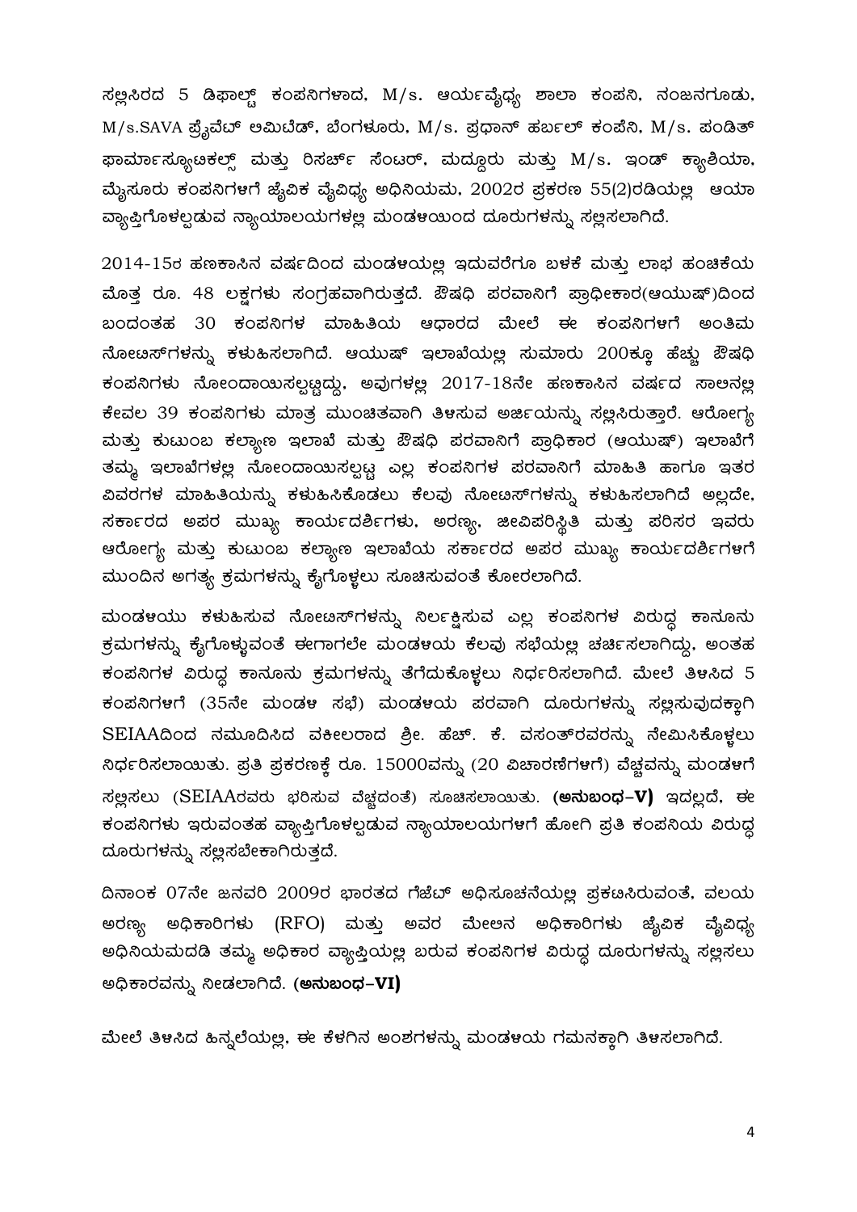ಸಲ್ಲಿಸಿರದ 5 ಡಿಫಾಲ್ಟ್ ಕಂಪನಿಗಳಾದ, M/s. ಆರ್ಯವೈದ್ಯ ಶಾಲಾ ಕಂಪನಿ, ನಂಜನಗೂಡು, M/s.SAVA ಪ್ರೈವೆಟ್ ಅಮಿಟೆಡ್, ಬೆಂಗಳೂರು, M/s. ಪ್ರಧಾನ್ ಹರ್ಬಲ್ ಕಂಪೆನಿ, M/s. ಪಂಡಿತ್ ಫಾರ್ಮಾಸ್ಯೂಟಿಕಲ್ಸ್ ಮತ್ತು ರಿಸರ್ಚ್ ಸೆಂಟರ್, ಮದ್ದೂರು ಮತ್ತು M/s. ಇಂಡ್ ಕ್ಯಾಶಿಯಾ, ಮೈಸೂರು ಕಂಪನಿಗಳಿಗೆ ಜೈವಿಕ ವೈವಿಧ್ಯ ಅಧಿನಿಯಮ, 2002ರ ಪ್ರಕರಣ 55(2)ರಡಿಯಲ್ಲಿ ಆಯಾ ವ್ಯಾಪ್ತಿಗೊಳಲ್ಪಡುವ ನ್ಯಾಯಾಲಯಗಳಲ್ಲಿ ಮಂಡಳಿಯಿಂದ ದೂರುಗಳನ್ನು ಸಲ್ಲಿಸಲಾಗಿದೆ.

2014-15ರ ಹಣಕಾಸಿನ ವರ್ಷದಿಂದ ಮಂಡಳಿಯಲ್ಲಿ ಇದುವರೆಗೂ ಬಳಕೆ ಮತ್ತು ಲಾಭ ಹಂಚಿಕೆಯ ಮೊತ್ತ ರೂ. 48 ಲಕ್ಷಗಳು ಸಂಗ್ರಹವಾಗಿರುತ್ತದೆ. ಔಷಧಿ ಪರವಾನಿಗೆ ಪ್ರಾಧೀಕಾರ(ಆಯುಷ್)ದಿಂದ ಬಂದಂತಹ 30 ಕಂಪನಿಗಳ ಮಾಹಿತಿಯ ಆಧಾರದ ಮೇಲೆ ಈ ಕಂಪನಿಗಳಿಗೆ ಅಂತಿಮ ನೋಟಿಸ್‌ಗಳನ್ನು ಕಳುಹಿಸಲಾಗಿದೆ. ಆಯುಷ್ ಇಲಾಖೆಯಲ್ಲಿ ಸುಮಾರು 200ಕ್ಕೂ ಹೆಚ್ಚು ಔಷಧಿ ಕಂಪನಿಗಳು ನೋಂದಾಯಿಸಲ್ಪಟ್ಟಿದ್ದು, ಅವುಗಳಲ್ಲಿ 2017-18ನೇ ಹಣಕಾಸಿನ ವರ್ಷದ ಸಾಲಿನಲ್ಲಿ ಕೇವಲ 39 ಕಂಪನಿಗಳು ಮಾತ್ರ ಮುಂಚಿತವಾಗಿ ತಿಳಿಸುವ ಅರ್ಜಿಯನ್ನು ಸಲ್ಲಿಸಿರುತ್ತಾರೆ. ಆರೋಗ್ಯ ಮತ್ತು ಕುಟುಂಬ ಕಲ್ಯಾಣ ಇಲಾಖೆ ಮತ್ತು ಔಷಧಿ ಪರವಾನಿಗೆ ಪ್ರಾಧಿಕಾರ (ಆಯುಷ್) ಇಲಾಖೆಗೆ ತಮ್ಮ ಇಲಾಖೆಗಳಲ್ಲಿ ನೋಂದಾಯಿಸಲ್ಪಟ್ಟ ಎಲ್ಲ ಕಂಪನಿಗಳ ಪರವಾನಿಗೆ ಮಾಹಿತಿ ಹಾಗೂ ಇತರ ವಿವರಗಳ ಮಾಹಿತಿಯನ್ನು ಕಳುಹಿಸಿಕೊಡಲು ಕೆಲವು ನೋಟಿಸ್‌ಗಳನ್ನು ಕಳುಹಿಸಲಾಗಿದೆ ಅಲ್ಲದೇ, ಸರ್ಕಾರದ ಅಪರ ಮುಖ್ಯ ಕಾರ್ಯದರ್ಶಿಗಳು, ಅರಣ್ಯ, ಜೀವಿಪರಿಸ್ಥಿತಿ ಮತ್ತು ಪರಿಸರ ಇವರು ಆರೋಗ್ಯ ಮತ್ತು ಕುಟುಂಬ ಕಲ್ಯಾಣ ಇಲಾಖೆಯ ಸರ್ಕಾರದ ಅಪರ ಮುಖ್ಯ ಕಾರ್ಯದರ್ಶಿಗಳಿಗೆ ಮುಂದಿನ ಅಗತ್ಯ ಕ್ರಮಗಳನ್ನು ಕೈಗೊಳ್ಳಲು ಸೂಚಿಸುವಂತೆ ಕೋರಲಾಗಿದೆ.

ಮಂಡಳಿಯು ಕಳುಹಿಸುವ ನೋಟಿಸ್‌ಗಳನ್ನು ನಿರ್ಲಕ್ಷಿಸುವ ಎಲ್ಲ ಕಂಪನಿಗಳ ವಿರುದ್ಧ ಕಾನೂನು ಕ್ರಮಗಳನ್ನು ಕೈಗೊಳ್ಳುವಂತೆ ಈಗಾಗಲೇ ಮಂಡಳಿಯ ಕೆಲವು ಸಭೆಯಲ್ಲಿ ಚರ್ಚಿಸಲಾಗಿದ್ದು, ಅಂತಹ ಕಂಪನಿಗಳ ವಿರುದ್ಧ ಕಾನೂನು ಕ್ರಮಗಳನ್ನು ತೆಗೆದುಕೊಳ್ಳಲು ನಿರ್ಧರಿಸಲಾಗಿದೆ. ಮೇಲೆ ತಿಳಿಸಿದ 5 ಕಂಪನಿಗಳಿಗೆ (35ನೇ ಮಂಡಳಿ ಸಭೆ) ಮಂಡಳಿಯ ಪರವಾಗಿ ದೂರುಗಳನ್ನು ಸಲ್ಲಿಸುವುದಕ್ಕಾಗಿ SEIAAದಿಂದ ನಮೂದಿಸಿದ ವಕೀಲರಾದ ಶ್ರೀ. ಹೆಚ್. ಕೆ. ವಸಂತ್‌ರವರನ್ನು ನೇಮಿಸಿಕೊಳ್ಳಲು ನಿರ್ಧರಿಸಲಾಯಿತು. ಪ್ರತಿ ಪ್ರಕರಣಕ್ಕೆ ರೂ. 15000ವನ್ನು (20 ವಿಚಾರಣೆಗಳಿಗೆ) ವೆಚ್ಚವನ್ನು ಮಂಡಳಿಗೆ ಸಲ್ಲಿಸಲು (SEIAAರವರು ಭರಿಸುವ ವೆಚ್ಚದಂತೆ) ಸೂಚಿಸಲಾಯಿತು. **(ಅನುಬಂಧ-V)** ಇದಲ್ಲದೆ, ಈ ಕಂಪನಿಗಳು ಇರುವಂತಹ ವ್ಯಾಪ್ತಿಗೊಳಲ್ಪಡುವ ನ್ಯಾಯಾಲಯಗಳಿಗೆ ಹೋಗಿ ಪ್ರತಿ ಕಂಪನಿಯ ವಿರುದ್ಧ ದೂರುಗಳನ್ನು ಸಲ್ಲಿಸಬೇಕಾಗಿರುತ್ತದೆ.

ದಿನಾಂಕ 07ನೇ ಜನವರಿ 2009ರ ಭಾರತದ ಗೆಜೆಟ್ ಅಧಿಸೂಚನೆಯಲ್ಲಿ ಪ್ರಕಟಿಸಿರುವಂತೆ, ವಲಯ ಅರಣ್ಯ ಅಧಿಕಾರಿಗಳು (RFO) ಮತ್ತು ಅವರ ಮೇಲಿನ ಅಧಿಕಾರಿಗಳು ಜೈವಿಕ ವೈವಿಧ್ಯ ಅಧಿನಿಯಮದಡಿ ತಮ್ಮ ಅಧಿಕಾರ ವ್ಯಾಪ್ತಿಯಲ್ಲಿ ಬರುವ ಕಂಪನಿಗಳ ವಿರುದ್ಧ ದೂರುಗಳನ್ನು ಸಲ್ಲಿಸಲು ಅಧಿಕಾರವನ್ನು ನೀಡಲಾಗಿದೆ. **(ಅನುಬಂಧ-VI)**

ಮೇಲೆ ತಿಳಿಸಿದ ಹಿನ್ನಲೆಯಲ್ಲಿ, ಈ ಕೆಳಗಿನ ಅಂಶಗಳನ್ನು ಮಂಡಳಿಯ ಗಮನಕ್ಕಾಗಿ ತಿಳಿಸಲಾಗಿದೆ.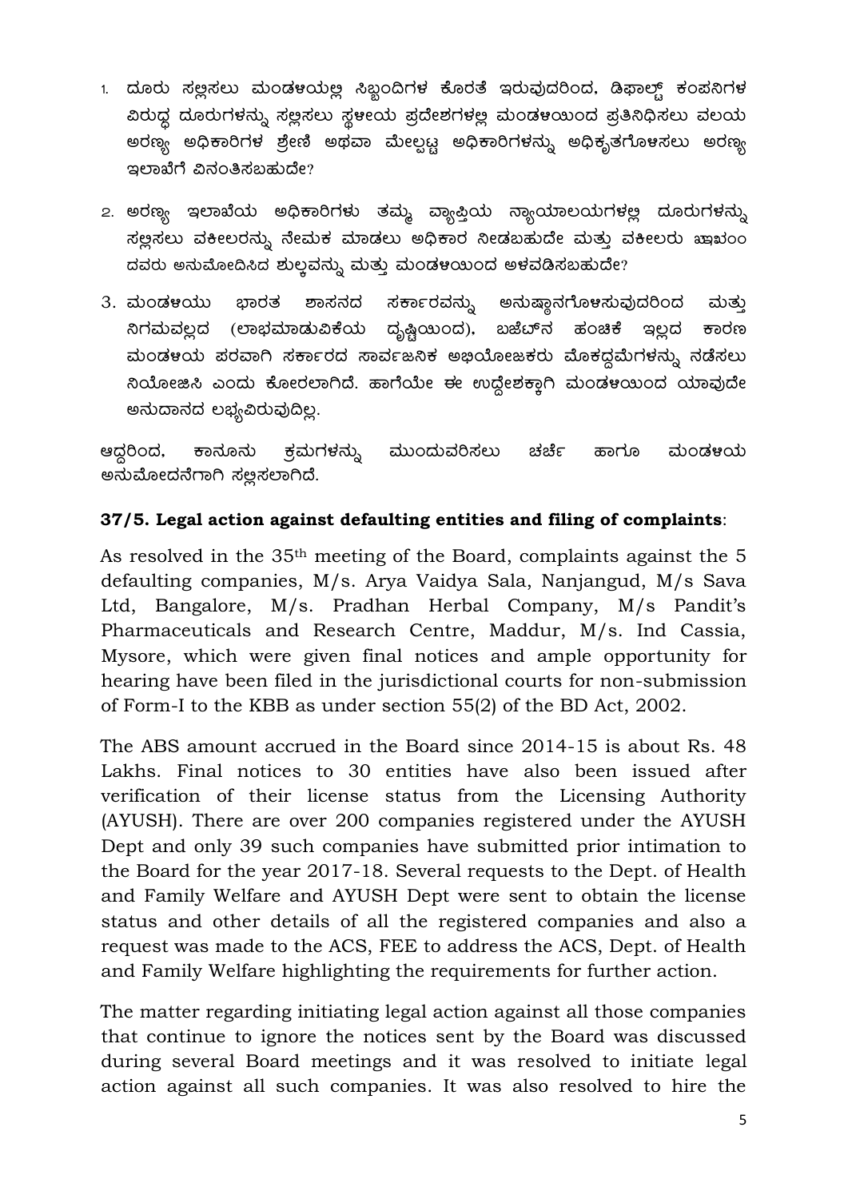1. ದೂರು ಸಲ್ಲಿಸಲು ಮಂಡಳಿಯಲ್ಲಿ ಸಿಬ್ಬಂದಿಗಳ ಕೊರತೆ ಇರುವುದರಿಂದ, ಡಿಫಾಲ್ಟ್ ಕಂಪನಿಗಳ ವಿರುದ್ಧ ದೂರುಗಳನ್ನು ಸಲ್ಲಿಸಲು ಸ್ಥಳೀಯ ಪ್ರದೇಶಗಳಲ್ಲಿ ಮಂಡಳಿಯಿಂದ ಪ್ರತಿನಿಧಿಸಲು ವಲಯ ಅರಣ್ಯ ಅಧಿಕಾರಿಗಳ ಶ್ರೇಣಿ ಅಥವಾ ಮೇಲ್ಪಟ್ಟ ಅಧಿಕಾರಿಗಳನ್ನು ಅಧಿಕೃತಗೊಳಿಸಲು ಅರಣ್ಯ ಇಲಾಖೆಗೆ ವಿನಂತಿಸಬಹುದೇ?

2. ಅರಣ್ಯ ಇಲಾಖೆಯ ಅಧಿಕಾರಿಗಳು ತಮ್ಮ ವ್ಯಾಪ್ತಿಯ ನ್ಯಾಯಾಲಯಗಳಲ್ಲಿ ದೂರುಗಳನ್ನು ಸಲ್ಲಿಸಲು ವಕೀಲರನ್ನು ನೇಮಕ ಮಾಡಲು ಅಧಿಕಾರ ನೀಡಬಹುದೇ ಮತ್ತು ವಕೀಲರು ಖಾಖಂಂ ದವರು ಅನುಮೋದಿಸಿದ ಶುಲ್ಕವನ್ನು ಮತ್ತು ಮಂಡಳಿಯಿಂದ ಅಳವಡಿಸಬಹುದೇ?

3. ಮಂಡಳಿಯು ಭಾರತ ಶಾಸನದ ಸರ್ಕಾರವನ್ನು ಅನುಷ್ಠಾನಗೊಳಿಸುವುದರಿಂದ ಮತ್ತು ನಿಗಮವಲ್ಲದ (ಲಾಭಮಾಡುವಿಕೆಯ ದೃಷ್ಟಿಯಿಂದ), ಬಜೆಟ್‌ನ ಹಂಚಿಕೆ ಇಲ್ಲದ ಕಾರಣ ಮಂಡಳಿಯ ಪರವಾಗಿ ಸರ್ಕಾರದ ಸಾರ್ವಜನಿಕ ಅಭಿಯೋಜಕರು ಮೊಕದ್ದಮೆಗಳನ್ನು ನಡೆಸಲು ನಿಯೋಜಿಸಿ ಎಂದು ಕೋರಲಾಗಿದೆ. ಹಾಗೆಯೇ ಈ ಉದ್ದೇಶಕ್ಕಾಗಿ ಮಂಡಳಿಯಿಂದ ಯಾವುದೇ ಅನುದಾನದ ಲಭ್ಯವಿರುವುದಿಲ್ಲ.

ಆದ್ದರಿಂದ, ಕಾನೂನು ಕ್ರಮಗಳನ್ನು ಮುಂದುವರಿಸಲು ಚರ್ಚೆ ಹಾಗೂ ಮಂಡಳಿಯ ಅನುಮೋದನೆಗಾಗಿ ಸಲ್ಲಿಸಲಾಗಿದೆ.

**37/5. Legal action against defaulting entities and filing of complaints**:

As resolved in the 35th meeting of the Board, complaints against the 5 defaulting companies, M/s. Arya Vaidya Sala, Nanjangud, M/s Sava Ltd, Bangalore, M/s. Pradhan Herbal Company, M/s Pandit's Pharmaceuticals and Research Centre, Maddur, M/s. Ind Cassia, Mysore, which were given final notices and ample opportunity for hearing have been filed in the jurisdictional courts for non-submission of Form-I to the KBB as under section 55(2) of the BD Act, 2002.

The ABS amount accrued in the Board since 2014-15 is about Rs. 48 Lakhs. Final notices to 30 entities have also been issued after verification of their license status from the Licensing Authority (AYUSH). There are over 200 companies registered under the AYUSH Dept and only 39 such companies have submitted prior intimation to the Board for the year 2017-18. Several requests to the Dept. of Health and Family Welfare and AYUSH Dept were sent to obtain the license status and other details of all the registered companies and also a request was made to the ACS, FEE to address the ACS, Dept. of Health and Family Welfare highlighting the requirements for further action.

The matter regarding initiating legal action against all those companies that continue to ignore the notices sent by the Board was discussed during several Board meetings and it was resolved to initiate legal action against all such companies. It was also resolved to hire the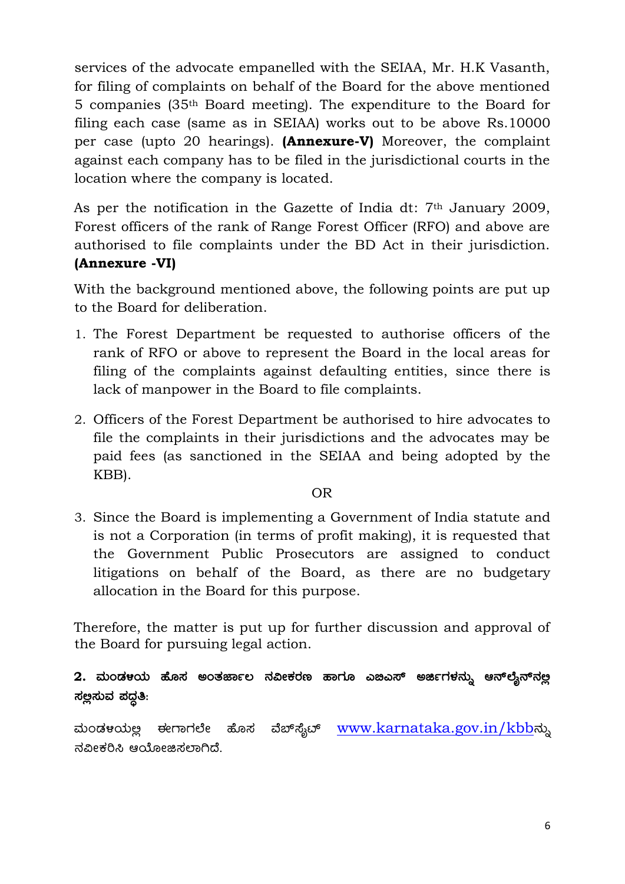services of the advocate empanelled with the SEIAA, Mr. H.K Vasanth, for filing of complaints on behalf of the Board for the above mentioned 5 companies (35th Board meeting). The expenditure to the Board for filing each case (same as in SEIAA) works out to be above Rs.10000 per case (upto 20 hearings). **(Annexure-V)** Moreover, the complaint against each company has to be filed in the jurisdictional courts in the location where the company is located.

As per the notification in the Gazette of India dt: 7th January 2009, Forest officers of the rank of Range Forest Officer (RFO) and above are authorised to file complaints under the BD Act in their jurisdiction. **(Annexure -VI)**

With the background mentioned above, the following points are put up to the Board for deliberation.

1. The Forest Department be requested to authorise officers of the rank of RFO or above to represent the Board in the local areas for filing of the complaints against defaulting entities, since there is lack of manpower in the Board to file complaints.

2. Officers of the Forest Department be authorised to hire advocates to file the complaints in their jurisdictions and the advocates may be paid fees (as sanctioned in the SEIAA and being adopted by the KBB).

OR

3. Since the Board is implementing a Government of India statute and is not a Corporation (in terms of profit making), it is requested that the Government Public Prosecutors are assigned to conduct litigations on behalf of the Board, as there are no budgetary allocation in the Board for this purpose.

Therefore, the matter is put up for further discussion and approval of the Board for pursuing legal action.

**2. ಮಂಡಳಿಯ ಹೊಸ ಅಂತರ್ಜಾಲ ನವೀಕರಣ ಹಾಗೂ ಎಬಿಎಸ್ ಅರ್ಜಿಗಳನ್ನು ಆನ್‌ಲೈನ್‌ನಲ್ಲಿ ಸಲ್ಲಿಸುವ ಪದ್ಧತಿ:**

ಮಂಡಳಿಯಲ್ಲಿ ಈಗಾಗಲೇ ಹೊಸ ವೆಬ್‌ಸೈಟ್ www.karnataka.gov.in/kbbನ್ನು ನವೀಕರಿಸಿ ಆಯೋಜಿಸಲಾಗಿದೆ.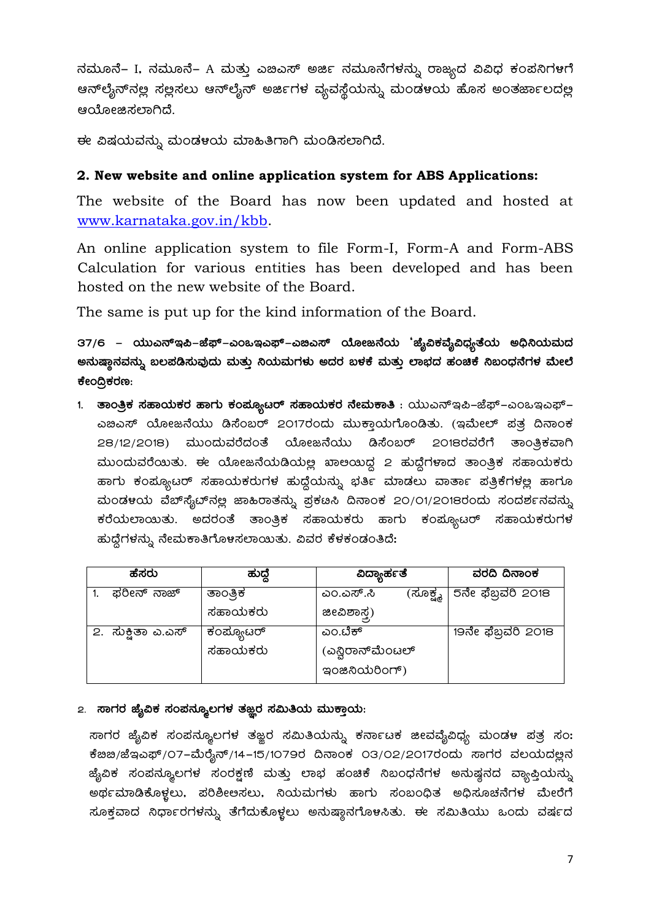ನಮೂನೆ– I, ನಮೂನೆ– A ಮತ್ತು ಎಬಿಎಸ್ ಅರ್ಜಿ ನಮೂನೆಗಳನ್ನು ರಾಜ್ಯದ ವಿವಿಧ ಕಂಪನಿಗಳಗೆ ಆನ್‌ಲೈನ್‌ನಲ್ಲಿ ಸಲ್ಲಿಸಲು ಆನ್‌ಲೈನ್ ಅರ್ಜಿಗಳ ವ್ಯವಸ್ಥೆಯನ್ನು ಮಂಡಳಯ ಹೊಸ ಅಂತರ್ಜಾಲದಲ್ಲಿ ಆಯೋಜಿಸಲಾಗಿದೆ.

ಈ ವಿಷಯವನ್ನು ಮಂಡಳಯ ಮಾಹಿತಿಗಾಗಿ ಮಂಡಿಸಲಾಗಿದೆ.

**2. New website and online application system for ABS Applications:**

The website of the Board has now been updated and hosted at www.karnataka.gov.in/kbb.

An online application system to file Form-I, Form-A and Form-ABS Calculation for various entities has been developed and has been hosted on the new website of the Board.

The same is put up for the kind information of the Board.

**37/6 – ಯುಎನ್‌ಇಪಿ–ಜೆಫ್–ಎಂಒಇಎಫ್–ಎಬಿಎಸ್ ಯೋಜನೆಯ 'ಜೈವಿಕವೈವಿಧ್ಯತೆಯ ಅಧಿನಿಯಮದ ಅನುಷ್ಠಾನವನ್ನು ಬಲಪಡಿಸುವುದು ಮತ್ತು ನಿಯಮಗಳು ಅದರ ಬಳಕೆ ಮತ್ತು ಲಾಭದ ಹಂಚಿಕೆ ನಿಬಂಧನೆಗಳ ಮೇಲೆ ಕೇಂದ್ರಿಕರಣ:**

1. **ತಾಂತ್ರಿಕ ಸಹಾಯಕರ ಹಾಗು ಕಂಪ್ಯೂಟರ್ ಸಹಾಯಕರ ನೇಮಕಾತಿ** : ಯುಎನ್‌ಇಪಿ–ಜೆಫ್–ಎಂಒಇಎಫ್–ಎಬಿಎಸ್ ಯೋಜನೆಯು ಡಿಸೆಂಬರ್ 2017ರಂದು ಮುಕ್ತಾಯಗೊಂಡಿತು. (ಇಮೇಲ್ ಪತ್ರ ದಿನಾಂಕ 28/12/2018) ಮುಂದುವರೆದಂತೆ ಯೋಜನೆಯು ಡಿಸೆಂಬರ್ 2018ರವರೆಗೆ ತಾಂತ್ರಿಕವಾಗಿ ಮುಂದುವರೆಯಿತು. ಈ ಯೋಜನೆಯಡಿಯಲ್ಲಿ ಖಾಲಿಯಿದ್ದ 2 ಹುದ್ದೆಗಳಾದ ತಾಂತ್ರಿಕ ಸಹಾಯಕರು ಹಾಗು ಕಂಪ್ಯೂಟರ್ ಸಹಾಯಕರುಗಳ ಹುದ್ದೆಯನ್ನು ಭರ್ತಿ ಮಾಡಲು ವಾರ್ತಾ ಪತ್ರಿಕೆಗಳಲ್ಲಿ ಹಾಗೂ ಮಂಡಳಯ ವೆಬ್‌ಸೈಟ್‌ನಲ್ಲಿ ಜಾಹಿರಾತನ್ನು ಪ್ರಕಟಿಸಿ ದಿನಾಂಕ 20/01/2018ರಂದು ಸಂದರ್ಶನವನ್ನು ಕರೆಯಲಾಯಿತು. ಅದರಂತೆ ತಾಂತ್ರಿಕ ಸಹಾಯಕರು ಹಾಗು ಕಂಪ್ಯೂಟರ್ ಸಹಾಯಕರುಗಳ ಹುದ್ದೆಗಳನ್ನು ನೇಮಕಾತಿಗೊಳಸಲಾಯಿತು. ವಿವರ ಕೆಳಕಂಡಂತಿದೆ:

| ಹೆಸರು | ಹುದ್ದೆ | ವಿದ್ಯಾರ್ಹತೆ | ವರದಿ ದಿನಾಂಕ |
|---|---|---|---|
| 1. ಫರೀನ್ ನಾಜ್ | ತಾಂತ್ರಿಕ ಸಹಾಯಕರು | ಎಂ.ಎಸ್.ಸಿ (ಸೂಕ್ಷ್ಮ ಜೀವಿಶಾಸ್ತ್ರ) | 5ನೇ ಫೆಬ್ರವರಿ 2018 |
| 2. ಸುಕ್ಷಿತಾ ಎ.ಎಸ್ | ಕಂಪ್ಯೂಟರ್ ಸಹಾಯಕರು | ಎಂ.ಟೆಕ್ (ಎನ್ವಿರಾನ್‌ಮೆಂಟಲ್ ಇಂಜಿನಿಯರಿಂಗ್) | 19ನೇ ಫೆಬ್ರವರಿ 2018 |

2. **ಸಾಗರ ಜೈವಿಕ ಸಂಪನ್ಮೂಲಗಳ ತಜ್ಞರ ಸಮಿತಿಯ ಮುಕ್ತಾಯ:**

ಸಾಗರ ಜೈವಿಕ ಸಂಪನ್ಮೂಲಗಳ ತಜ್ಞರ ಸಮಿತಿಯನ್ನು ಕರ್ನಾಟಕ ಜೀವವೈವಿಧ್ಯ ಮಂಡಳ ಪತ್ರ ಸಂ: ಕೆಬಿಬಿ/ಜೆಇಎಫ್/07–ಮೆರೈನ್/14–15/1079ರ ದಿನಾಂಕ 03/02/2017ರಂದು ಸಾಗರ ವಲಯದಲ್ಲಿನ ಜೈವಿಕ ಸಂಪನ್ಮೂಲಗಳ ಸಂರಕ್ಷಣೆ ಮತ್ತು ಲಾಭ ಹಂಚಿಕೆ ನಿಬಂಧನೆಗಳ ಅನುಷ್ಠನದ ವ್ಯಾಪ್ತಿಯನ್ನು ಅರ್ಥಮಾಡಿಕೊಳ್ಳಲು, ಪರಿಶೀಲಿಸಲು, ನಿಯಮಗಳು ಹಾಗು ಸಂಬಂಧಿತ ಅಧಿಸೂಚನೆಗಳ ಮೇರೆಗೆ ಸೂಕ್ತವಾದ ನಿರ್ಧಾರಗಳನ್ನು ತೆಗೆದುಕೊಳ್ಳಲು ಅನುಷ್ಠಾನಗೊಳಸಿತು. ಈ ಸಮಿತಿಯು ಒಂದು ವರ್ಷದ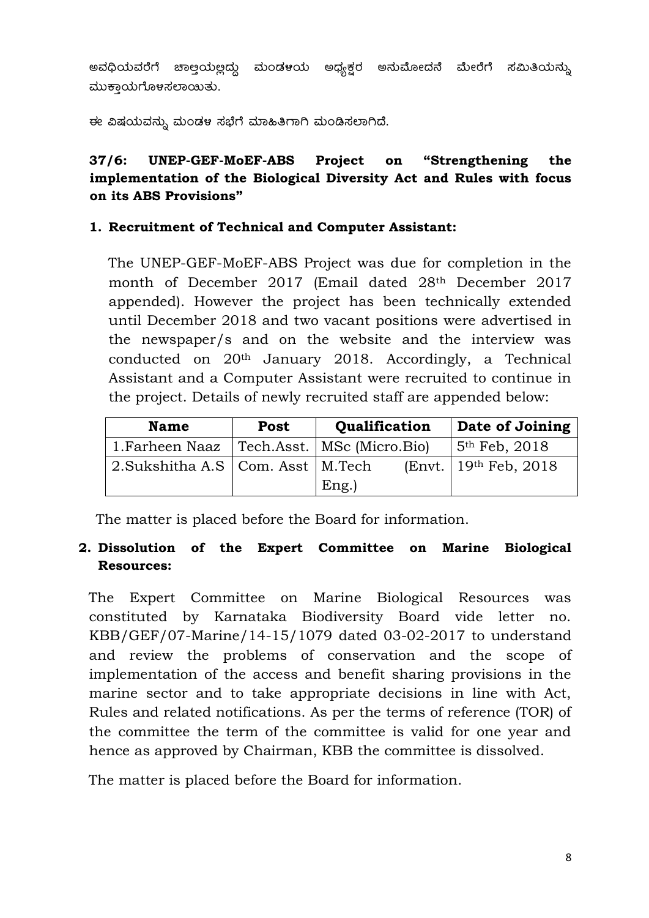ಅವಧಿಯವರೆಗೆ ಚಾಲ್ತಿಯಲ್ಲಿದ್ದು ಮಂಡಳಿಯ ಅಧ್ಯಕ್ಷರ ಅನುಮೋದನೆ ಮೇರೆಗೆ ಸಮಿತಿಯನ್ನು ಮುಕ್ತಾಯಗೊಳಸಲಾಯಿತು.

ಈ ವಿಷಯವನ್ನು ಮಂಡಳ ಸಭೆಗೆ ಮಾಹಿತಿಗಾಗಿ ಮಂಡಿಸಲಾಗಿದೆ.

**37/6: UNEP-GEF-MoEF-ABS Project on "Strengthening the implementation of the Biological Diversity Act and Rules with focus on its ABS Provisions"**

**1. Recruitment of Technical and Computer Assistant:**

The UNEP-GEF-MoEF-ABS Project was due for completion in the month of December 2017 (Email dated 28th December 2017 appended). However the project has been technically extended until December 2018 and two vacant positions were advertised in the newspaper/s and on the website and the interview was conducted on 20th January 2018. Accordingly, a Technical Assistant and a Computer Assistant were recruited to continue in the project. Details of newly recruited staff are appended below:

| Name | Post | Qualification | Date of Joining |
|---|---|---|---|
| 1.Farheen Naaz | Tech.Asst. | MSc (Micro.Bio) | 5th Feb, 2018 |
| 2.Sukshitha A.S | Com. Asst | M.Tech (Envt. Eng.) | 19th Feb, 2018 |

The matter is placed before the Board for information.

**2. Dissolution of the Expert Committee on Marine Biological Resources:**

The Expert Committee on Marine Biological Resources was constituted by Karnataka Biodiversity Board vide letter no. KBB/GEF/07-Marine/14-15/1079 dated 03-02-2017 to understand and review the problems of conservation and the scope of implementation of the access and benefit sharing provisions in the marine sector and to take appropriate decisions in line with Act, Rules and related notifications. As per the terms of reference (TOR) of the committee the term of the committee is valid for one year and hence as approved by Chairman, KBB the committee is dissolved.

The matter is placed before the Board for information.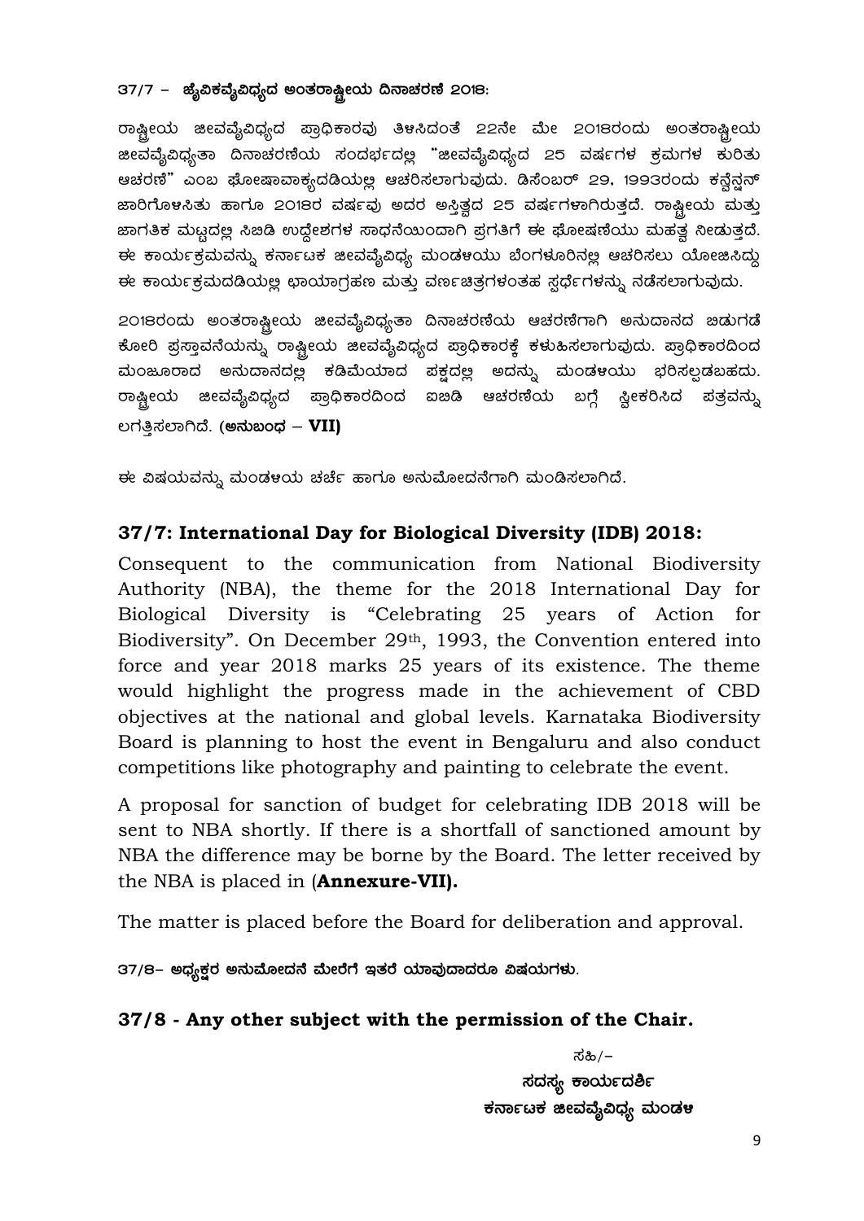**37/7 – ಜೈವಿಕವೈವಿಧ್ಯದ ಅಂತರಾಷ್ಟ್ರೀಯ ದಿನಾಚರಣೆ 2018:**

ರಾಷ್ಟ್ರೀಯ ಜೀವವೈವಿಧ್ಯದ ಪ್ರಾಧಿಕಾರವು ತಿಳಿಸಿದಂತೆ 22ನೇ ಮೇ 2018ರಂದು ಅಂತರಾಷ್ಟ್ರೀಯ ಜೀವವೈವಿಧ್ಯತಾ ದಿನಾಚರಣೆಯ ಸಂದರ್ಭದಲ್ಲಿ "ಜೀವವೈವಿಧ್ಯದ 25 ವರ್ಷಗಳ ಕ್ರಮಗಳ ಕುರಿತು ಆಚರಣೆ" ಎಂಬ ಘೋಷಾವಾಕ್ಯದಡಿಯಲ್ಲಿ ಆಚರಿಸಲಾಗುವುದು. ಡಿಸೆಂಬರ್ 29, 1993ರಂದು ಕನ್ವೆನ್ಷನ್ ಜಾರಿಗೊಳಿಸಿತು ಹಾಗೂ 2018ರ ವರ್ಷವು ಅದರ ಅಸ್ತಿತ್ವದ 25 ವರ್ಷಗಳಾಗಿರುತ್ತದೆ. ರಾಷ್ಟ್ರೀಯ ಮತ್ತು ಜಾಗತಿಕ ಮಟ್ಟದಲ್ಲಿ ಸಿಬಿಡಿ ಉದ್ದೇಶಗಳ ಸಾಧನೆಯಿಂದಾಗಿ ಪ್ರಗತಿಗೆ ಈ ಘೋಷಣೆಯು ಮಹತ್ವ ನೀಡುತ್ತದೆ. ಈ ಕಾರ್ಯಕ್ರಮವನ್ನು ಕರ್ನಾಟಕ ಜೀವವೈವಿಧ್ಯ ಮಂಡಳಿಯು ಬೆಂಗಳೂರಿನಲ್ಲಿ ಆಚರಿಸಲು ಯೋಜಿಸಿದ್ದು ಈ ಕಾರ್ಯಕ್ರಮದಡಿಯಲ್ಲಿ ಛಾಯಾಗ್ರಹಣ ಮತ್ತು ವರ್ಣಚಿತ್ರಗಳಂತಹ ಸ್ಪರ್ಧೆಗಳನ್ನು ನಡೆಸಲಾಗುವುದು.

2018ರಂದು ಅಂತರಾಷ್ಟ್ರೀಯ ಜೀವವೈವಿಧ್ಯತಾ ದಿನಾಚರಣೆಯ ಆಚರಣೆಗಾಗಿ ಅನುದಾನದ ಬಿಡುಗಡೆ ಕೋರಿ ಪ್ರಸ್ತಾವನೆಯನ್ನು ರಾಷ್ಟ್ರೀಯ ಜೀವವೈವಿಧ್ಯದ ಪ್ರಾಧಿಕಾರಕ್ಕೆ ಕಳುಹಿಸಲಾಗುವುದು. ಪ್ರಾಧಿಕಾರದಿಂದ ಮಂಜೂರಾದ ಅನುದಾನದಲ್ಲಿ ಕಡಿಮೆಯಾದ ಪಕ್ಷದಲ್ಲಿ ಅದನ್ನು ಮಂಡಳಿಯು ಭರಿಸಲ್ಪಡಬಹುದು. ರಾಷ್ಟ್ರೀಯ ಜೀವವೈವಿಧ್ಯದ ಪ್ರಾಧಿಕಾರದಿಂದ ಐಬಿಡಿ ಆಚರಣೆಯ ಬಗ್ಗೆ ಸ್ವೀಕರಿಸಿದ ಪತ್ರವನ್ನು ಲಗತ್ತಿಸಲಾಗಿದೆ. **(ಅನುಬಂಧ – VII)**

ಈ ವಿಷಯವನ್ನು ಮಂಡಳಿಯ ಚರ್ಚೆ ಹಾಗೂ ಅನುಮೋದನೆಗಾಗಿ ಮಂಡಿಸಲಾಗಿದೆ.

## 37/7: International Day for Biological Diversity (IDB) 2018:

Consequent to the communication from National Biodiversity Authority (NBA), the theme for the 2018 International Day for Biological Diversity is "Celebrating 25 years of Action for Biodiversity". On December 29th, 1993, the Convention entered into force and year 2018 marks 25 years of its existence. The theme would highlight the progress made in the achievement of CBD objectives at the national and global levels. Karnataka Biodiversity Board is planning to host the event in Bengaluru and also conduct competitions like photography and painting to celebrate the event.

A proposal for sanction of budget for celebrating IDB 2018 will be sent to NBA shortly. If there is a shortfall of sanctioned amount by NBA the difference may be borne by the Board. The letter received by the NBA is placed in (**Annexure-VII).**

The matter is placed before the Board for deliberation and approval.

**37/8– ಅಧ್ಯಕ್ಷರ ಅನುಮೋದನೆ ಮೇರೆಗೆ ಇತರೆ ಯಾವುದಾದರೂ ವಿಷಯಗಳು.**

## 37/8 - Any other subject with the permission of the Chair.

ಸಹಿ/–

**ಸದಸ್ಯ ಕಾರ್ಯದರ್ಶಿ**
**ಕರ್ನಾಟಕ ಜೀವವೈವಿಧ್ಯ ಮಂಡಳಿ**